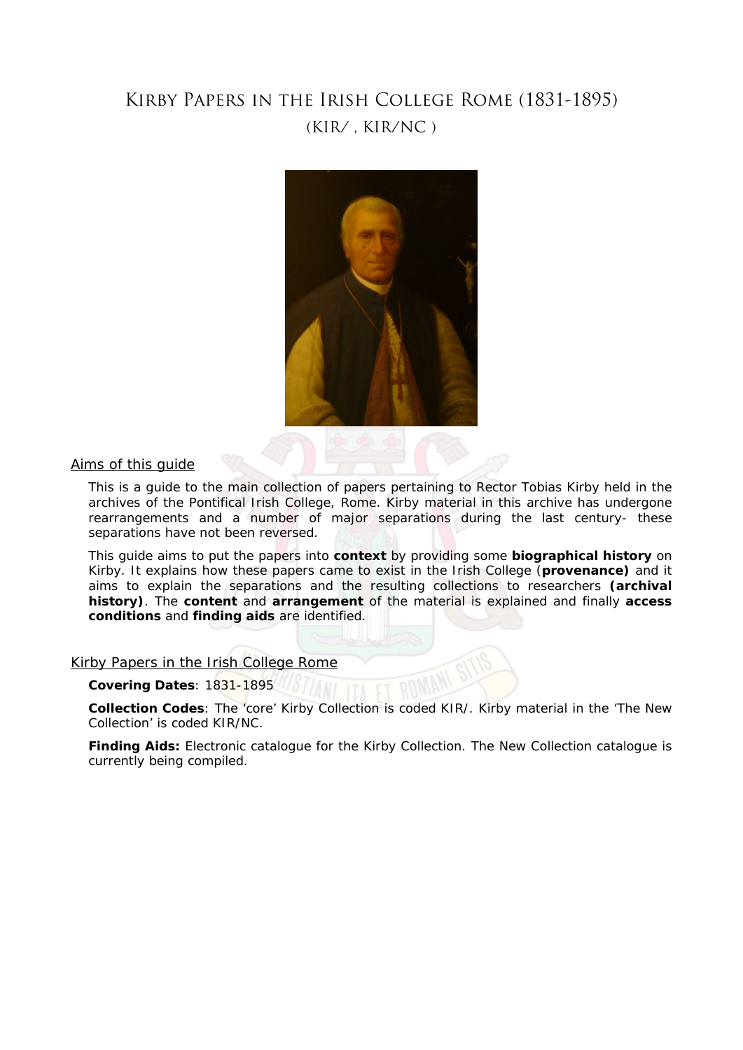# Kirby Papers in the Irish College Rome (1831-1895)
## (KIR/ , KIR/NC )

## Aims of this guide

This is a guide to the main collection of papers pertaining to Rector Tobias Kirby held in the archives of the Pontifical Irish College, Rome. Kirby material in this archive has undergone rearrangements and a number of major separations during the last century- these separations have not been reversed.

This guide aims to put the papers into **context** by providing some **biographical history** on Kirby. It explains how these papers came to exist in the Irish College (**provenance)** and it aims to explain the separations and the resulting collections to researchers **(archival history)**. The **content** and **arrangement** of the material is explained and finally **access conditions** and **finding aids** are identified.

## Kirby Papers in the Irish College Rome

**Covering Dates**: 1831-1895

**Collection Codes**: The 'core' Kirby Collection is coded KIR/. Kirby material in the 'The New Collection' is coded KIR/NC.

**Finding Aids:** Electronic catalogue for the Kirby Collection. The New Collection catalogue is currently being compiled.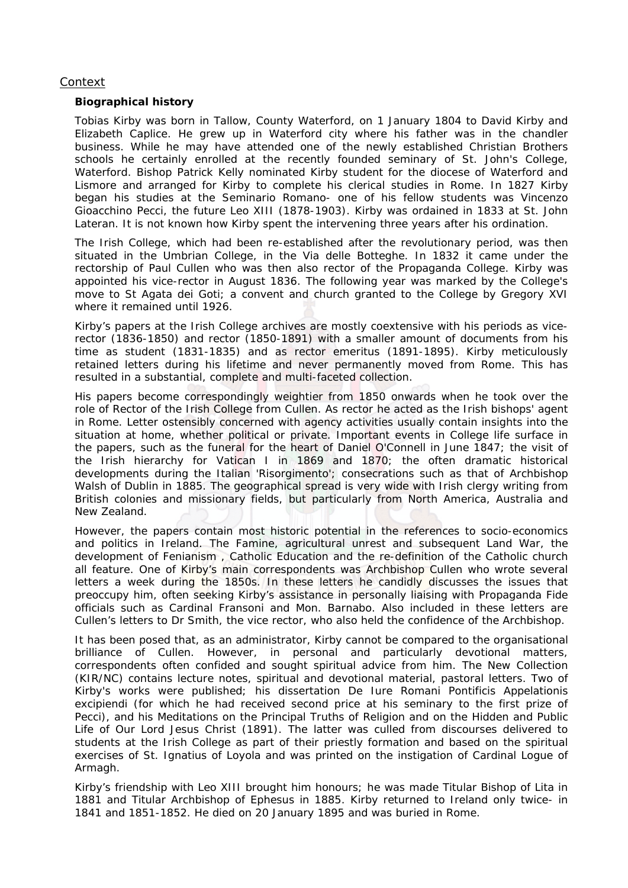## Context

### Biographical history

Tobias Kirby was born in Tallow, County Waterford, on 1 January 1804 to David Kirby and Elizabeth Caplice. He grew up in Waterford city where his father was in the chandler business. While he may have attended one of the newly established Christian Brothers schools he certainly enrolled at the recently founded seminary of St. John's College, Waterford. Bishop Patrick Kelly nominated Kirby student for the diocese of Waterford and Lismore and arranged for Kirby to complete his clerical studies in Rome. In 1827 Kirby began his studies at the Seminario Romano- one of his fellow students was Vincenzo Gioacchino Pecci, the future Leo XIII (1878-1903). Kirby was ordained in 1833 at St. John Lateran. It is not known how Kirby spent the intervening three years after his ordination.

The Irish College, which had been re-established after the revolutionary period, was then situated in the Umbrian College, in the Via delle Botteghe. In 1832 it came under the rectorship of Paul Cullen who was then also rector of the Propaganda College. Kirby was appointed his vice-rector in August 1836. The following year was marked by the College's move to St Agata dei Goti; a convent and church granted to the College by Gregory XVI where it remained until 1926.

Kirby's papers at the Irish College archives are mostly coextensive with his periods as vice-rector (1836-1850) and rector (1850-1891) with a smaller amount of documents from his time as student (1831-1835) and as rector emeritus (1891-1895). Kirby meticulously retained letters during his lifetime and never permanently moved from Rome. This has resulted in a substantial, complete and multi-faceted collection.

His papers become correspondingly weightier from 1850 onwards when he took over the role of Rector of the Irish College from Cullen. As rector he acted as the Irish bishops' agent in Rome. Letter ostensibly concerned with agency activities usually contain insights into the situation at home, whether political or private. Important events in College life surface in the papers, such as the funeral for the heart of Daniel O'Connell in June 1847; the visit of the Irish hierarchy for Vatican I in 1869 and 1870; the often dramatic historical developments during the Italian 'Risorgimento'; consecrations such as that of Archbishop Walsh of Dublin in 1885. The geographical spread is very wide with Irish clergy writing from British colonies and missionary fields, but particularly from North America, Australia and New Zealand.

However, the papers contain most historic potential in the references to socio-economics and politics in Ireland. The Famine, agricultural unrest and subsequent Land War, the development of Fenianism , Catholic Education and the re-definition of the Catholic church all feature. One of Kirby's main correspondents was Archbishop Cullen who wrote several letters a week during the 1850s. In these letters he candidly discusses the issues that preoccupy him, often seeking Kirby's assistance in personally liaising with Propaganda Fide officials such as Cardinal Fransoni and Mon. Barnabo. Also included in these letters are Cullen's letters to Dr Smith, the vice rector, who also held the confidence of the Archbishop.

It has been posed that, as an administrator, Kirby cannot be compared to the organisational brilliance of Cullen. However, in personal and particularly devotional matters, correspondents often confided and sought spiritual advice from him. The New Collection (KIR/NC) contains lecture notes, spiritual and devotional material, pastoral letters. Two of Kirby's works were published; his dissertation De Iure Romani Pontificis Appelationis excipiendi (for which he had received second price at his seminary to the first prize of Pecci), and his Meditations on the Principal Truths of Religion and on the Hidden and Public Life of Our Lord Jesus Christ (1891). The latter was culled from discourses delivered to students at the Irish College as part of their priestly formation and based on the spiritual exercises of St. Ignatius of Loyola and was printed on the instigation of Cardinal Logue of Armagh.

Kirby's friendship with Leo XIII brought him honours; he was made Titular Bishop of Lita in 1881 and Titular Archbishop of Ephesus in 1885. Kirby returned to Ireland only twice- in 1841 and 1851-1852. He died on 20 January 1895 and was buried in Rome.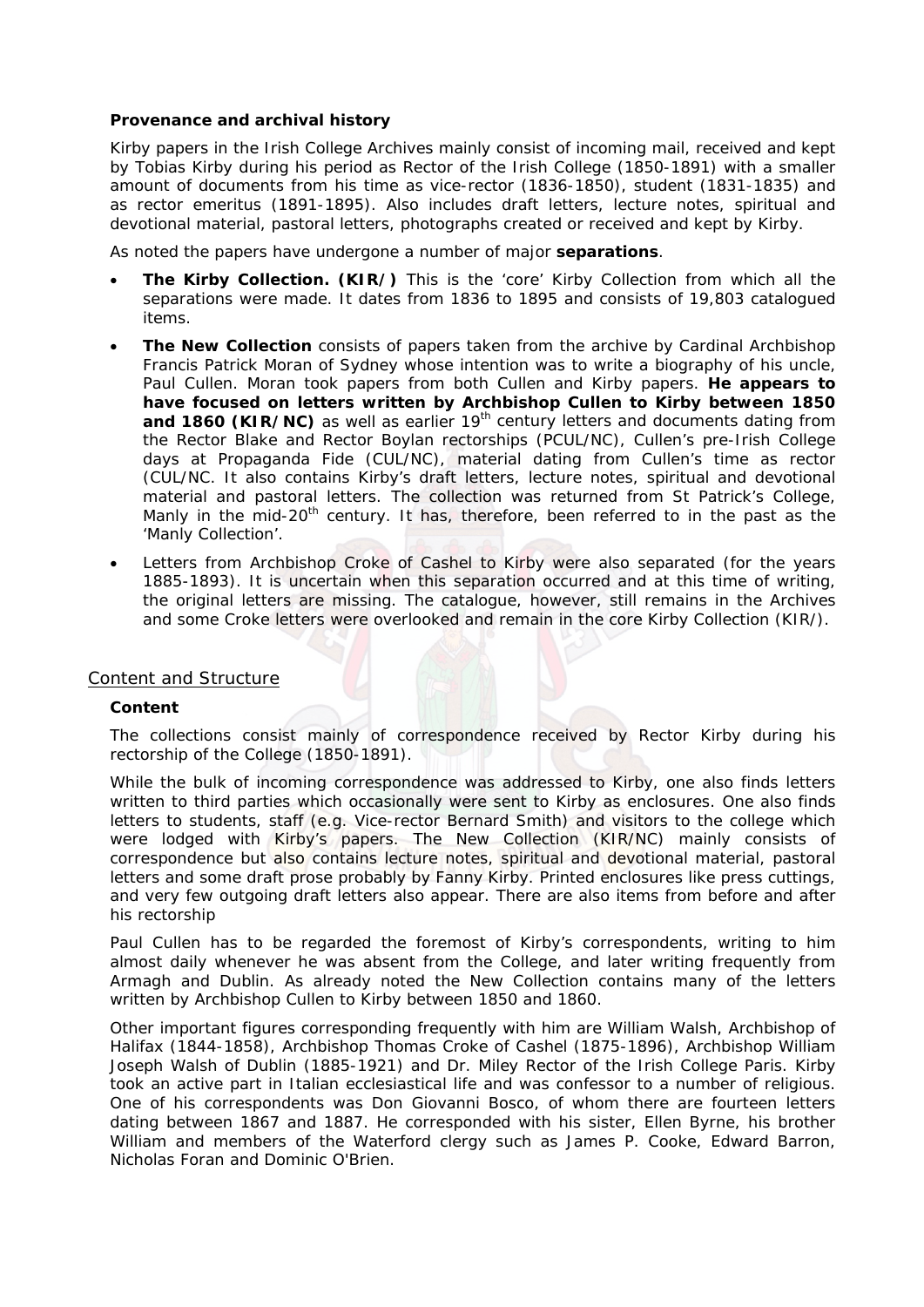**Provenance and archival history**

Kirby papers in the Irish College Archives mainly consist of incoming mail, received and kept by Tobias Kirby during his period as Rector of the Irish College (1850-1891) with a smaller amount of documents from his time as vice-rector (1836-1850), student (1831-1835) and as rector emeritus (1891-1895). Also includes draft letters, lecture notes, spiritual and devotional material, pastoral letters, photographs created or received and kept by Kirby.

As noted the papers have undergone a number of major **separations**.

- **The Kirby Collection. (KIR/)** This is the 'core' Kirby Collection from which all the separations were made. It dates from 1836 to 1895 and consists of 19,803 catalogued items.
- **The New Collection** consists of papers taken from the archive by Cardinal Archbishop Francis Patrick Moran of Sydney whose intention was to write a biography of his uncle, Paul Cullen. Moran took papers from both Cullen and Kirby papers. **He appears to have focused on letters written by Archbishop Cullen to Kirby between 1850 and 1860 (KIR/NC)** as well as earlier 19th century letters and documents dating from the Rector Blake and Rector Boylan rectorships (PCUL/NC), Cullen's pre-Irish College days at Propaganda Fide (CUL/NC), material dating from Cullen's time as rector (CUL/NC. It also contains Kirby's draft letters, lecture notes, spiritual and devotional material and pastoral letters. The collection was returned from St Patrick's College, Manly in the mid-20th century. It has, therefore, been referred to in the past as the 'Manly Collection'.
- Letters from Archbishop Croke of Cashel to Kirby were also separated (for the years 1885-1893). It is uncertain when this separation occurred and at this time of writing, the original letters are missing. The catalogue, however, still remains in the Archives and some Croke letters were overlooked and remain in the core Kirby Collection (KIR/).

## Content and Structure

**Content**

The collections consist mainly of correspondence received by Rector Kirby during his rectorship of the College (1850-1891).

While the bulk of incoming correspondence was addressed to Kirby, one also finds letters written to third parties which occasionally were sent to Kirby as enclosures. One also finds letters to students, staff (e.g. Vice-rector Bernard Smith) and visitors to the college which were lodged with Kirby's papers. The New Collection (KIR/NC) mainly consists of correspondence but also contains lecture notes, spiritual and devotional material, pastoral letters and some draft prose probably by Fanny Kirby. Printed enclosures like press cuttings, and very few outgoing draft letters also appear. There are also items from before and after his rectorship

Paul Cullen has to be regarded the foremost of Kirby's correspondents, writing to him almost daily whenever he was absent from the College, and later writing frequently from Armagh and Dublin. As already noted the New Collection contains many of the letters written by Archbishop Cullen to Kirby between 1850 and 1860.

Other important figures corresponding frequently with him are William Walsh, Archbishop of Halifax (1844-1858), Archbishop Thomas Croke of Cashel (1875-1896), Archbishop William Joseph Walsh of Dublin (1885-1921) and Dr. Miley Rector of the Irish College Paris. Kirby took an active part in Italian ecclesiastical life and was confessor to a number of religious. One of his correspondents was Don Giovanni Bosco, of whom there are fourteen letters dating between 1867 and 1887. He corresponded with his sister, Ellen Byrne, his brother William and members of the Waterford clergy such as James P. Cooke, Edward Barron, Nicholas Foran and Dominic O'Brien.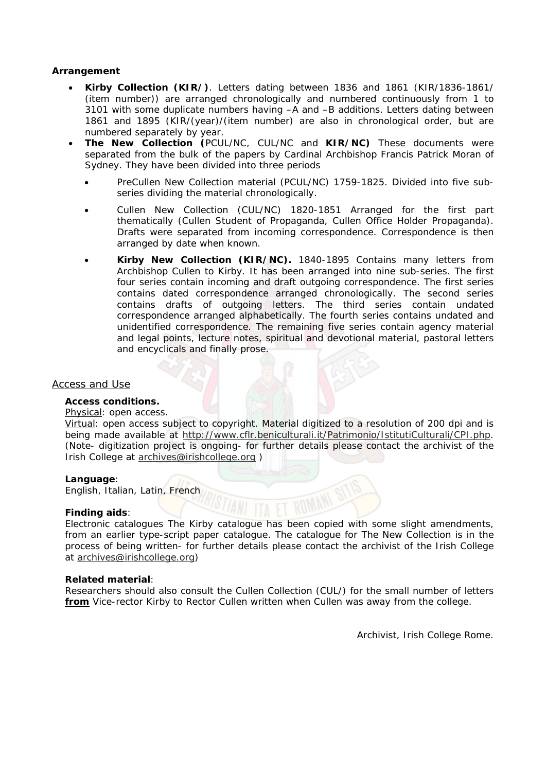**Arrangement**

- **Kirby Collection (KIR/)**. Letters dating between 1836 and 1861 (KIR/1836-1861/(item number)) are arranged chronologically and numbered continuously from 1 to 3101 with some duplicate numbers having –A and –B additions. Letters dating between 1861 and 1895 (KIR/(year)/(item number) are also in chronological order, but are numbered separately by year.
- **The New Collection (**PCUL/NC, CUL/NC and **KIR/NC)** These documents were separated from the bulk of the papers by Cardinal Archbishop Francis Patrick Moran of Sydney. They have been divided into three periods
  - PreCullen New Collection material (PCUL/NC) 1759-1825. Divided into five sub-series dividing the material chronologically.
  - Cullen New Collection (CUL/NC) 1820-1851 Arranged for the first part thematically (Cullen Student of Propaganda, Cullen Office Holder Propaganda). Drafts were separated from incoming correspondence. Correspondence is then arranged by date when known.
  - **Kirby New Collection (KIR/NC).** 1840-1895 Contains many letters from Archbishop Cullen to Kirby. It has been arranged into nine sub-series. The first four series contain incoming and draft outgoing correspondence. The first series contains dated correspondence arranged chronologically. The second series contains drafts of outgoing letters. The third series contain undated correspondence arranged alphabetically. The fourth series contains undated and unidentified correspondence. The remaining five series contain agency material and legal points, lecture notes, spiritual and devotional material, pastoral letters and encyclicals and finally prose.

## Access and Use

**Access conditions.**
Physical: open access.
Virtual: open access subject to copyright. Material digitized to a resolution of 200 dpi and is being made available at http://www.cflr.beniculturali.it/Patrimonio/IstitutiCulturali/CPI.php. (Note- digitization project is ongoing- for further details please contact the archivist of the Irish College at archives@irishcollege.org )

**Language**:
English, Italian, Latin, French

**Finding aids**:
Electronic catalogues The Kirby catalogue has been copied with some slight amendments, from an earlier type-script paper catalogue. The catalogue for The New Collection is in the process of being written- for further details please contact the archivist of the Irish College at archives@irishcollege.org)

**Related material**:
Researchers should also consult the Cullen Collection (CUL/) for the small number of letters **from** Vice-rector Kirby to Rector Cullen written when Cullen was away from the college.

Archivist, Irish College Rome.